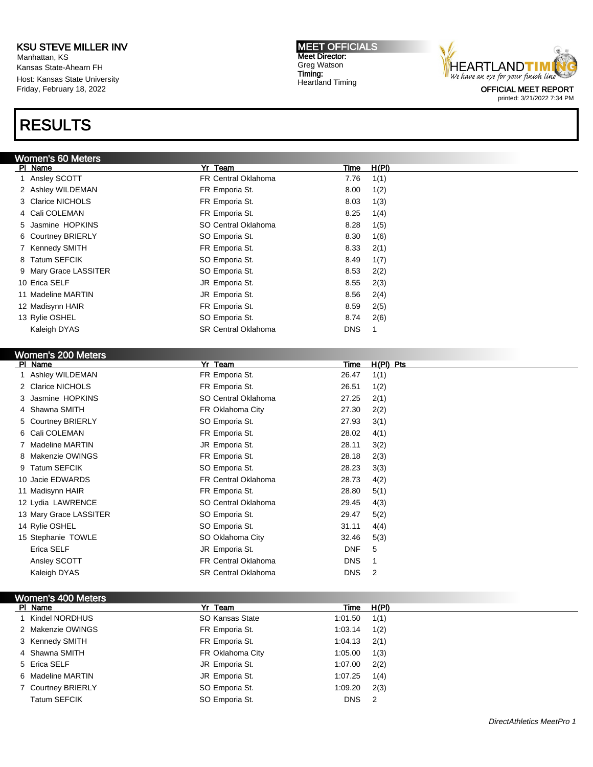**KSU STEVE MILLER INV**
Manhattan, KS
Kansas State-Ahearn FH
Host: Kansas State University
Friday, February 18, 2022

**MEET OFFICIALS**
Meet Director:
Greg Watson
Timing:
Heartland Timing

HEARTLANDTIMING
We have an eye for your finish line

OFFICIAL MEET REPORT
printed: 3/21/2022 7:34 PM

# RESULTS

## Women's 60 Meters

| Pl | Name | Yr | Team | Time | H(Pl) |
|---|---|---|---|---|---|
| 1 | Ansley SCOTT | FR | Central Oklahoma | 7.76 | 1(1) |
| 2 | Ashley WILDEMAN | FR | Emporia St. | 8.00 | 1(2) |
| 3 | Clarice NICHOLS | FR | Emporia St. | 8.03 | 1(3) |
| 4 | Cali COLEMAN | FR | Emporia St. | 8.25 | 1(4) |
| 5 | Jasmine HOPKINS | SO | Central Oklahoma | 8.28 | 1(5) |
| 6 | Courtney BRIERLY | SO | Emporia St. | 8.30 | 1(6) |
| 7 | Kennedy SMITH | FR | Emporia St. | 8.33 | 2(1) |
| 8 | Tatum SEFCIK | SO | Emporia St. | 8.49 | 1(7) |
| 9 | Mary Grace LASSITER | SO | Emporia St. | 8.53 | 2(2) |
| 10 | Erica SELF | JR | Emporia St. | 8.55 | 2(3) |
| 11 | Madeline MARTIN | JR | Emporia St. | 8.56 | 2(4) |
| 12 | Madisynn HAIR | FR | Emporia St. | 8.59 | 2(5) |
| 13 | Rylie OSHEL | SO | Emporia St. | 8.74 | 2(6) |
| | Kaleigh DYAS | SR | Central Oklahoma | DNS | 1 |

## Women's 200 Meters

| Pl | Name | Yr | Team | Time | H(Pl) | Pts |
|---|---|---|---|---|---|---|
| 1 | Ashley WILDEMAN | FR | Emporia St. | 26.47 | 1(1) | |
| 2 | Clarice NICHOLS | FR | Emporia St. | 26.51 | 1(2) | |
| 3 | Jasmine HOPKINS | SO | Central Oklahoma | 27.25 | 2(1) | |
| 4 | Shawna SMITH | FR | Oklahoma City | 27.30 | 2(2) | |
| 5 | Courtney BRIERLY | SO | Emporia St. | 27.93 | 3(1) | |
| 6 | Cali COLEMAN | FR | Emporia St. | 28.02 | 4(1) | |
| 7 | Madeline MARTIN | JR | Emporia St. | 28.11 | 3(2) | |
| 8 | Makenzie OWINGS | FR | Emporia St. | 28.18 | 2(3) | |
| 9 | Tatum SEFCIK | SO | Emporia St. | 28.23 | 3(3) | |
| 10 | Jacie EDWARDS | FR | Central Oklahoma | 28.73 | 4(2) | |
| 11 | Madisynn HAIR | FR | Emporia St. | 28.80 | 5(1) | |
| 12 | Lydia LAWRENCE | SO | Central Oklahoma | 29.45 | 4(3) | |
| 13 | Mary Grace LASSITER | SO | Emporia St. | 29.47 | 5(2) | |
| 14 | Rylie OSHEL | SO | Emporia St. | 31.11 | 4(4) | |
| 15 | Stephanie TOWLE | SO | Oklahoma City | 32.46 | 5(3) | |
| | Erica SELF | JR | Emporia St. | DNF | 5 | |
| | Ansley SCOTT | FR | Central Oklahoma | DNS | 1 | |
| | Kaleigh DYAS | SR | Central Oklahoma | DNS | 2 | |

## Women's 400 Meters

| Pl | Name | Yr | Team | Time | H(Pl) |
|---|---|---|---|---|---|
| 1 | Kindel NORDHUS | SO | Kansas State | 1:01.50 | 1(1) |
| 2 | Makenzie OWINGS | FR | Emporia St. | 1:03.14 | 1(2) |
| 3 | Kennedy SMITH | FR | Emporia St. | 1:04.13 | 2(1) |
| 4 | Shawna SMITH | FR | Oklahoma City | 1:05.00 | 1(3) |
| 5 | Erica SELF | JR | Emporia St. | 1:07.00 | 2(2) |
| 6 | Madeline MARTIN | JR | Emporia St. | 1:07.25 | 1(4) |
| 7 | Courtney BRIERLY | SO | Emporia St. | 1:09.20 | 2(3) |
| | Tatum SEFCIK | SO | Emporia St. | DNS | 2 |

*DirectAthletics MeetPro 1*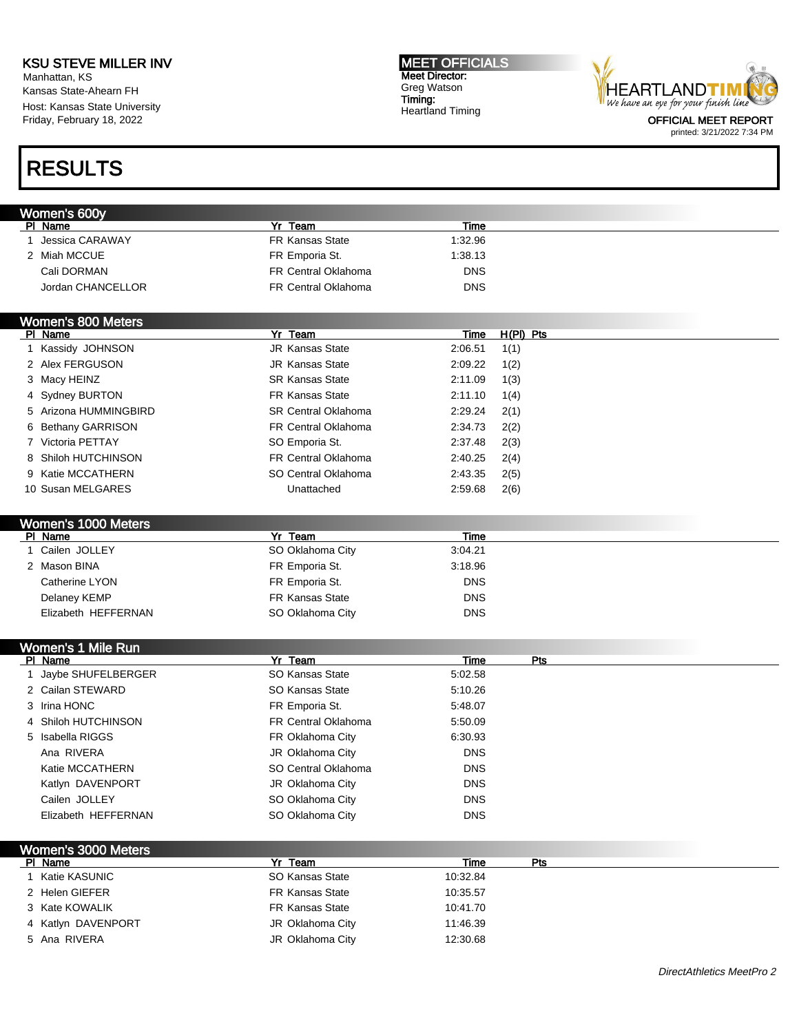KSU STEVE MILLER INV
Manhattan, KS
Kansas State-Ahearn FH
Host: Kansas State University
Friday, February 18, 2022

MEET OFFICIALS
Meet Director:
Greg Watson
Timing:
Heartland Timing

OFFICIAL MEET REPORT
printed: 3/21/2022 7:34 PM

# RESULTS

## Women's 600y

| Pl | Name | Yr | Team | Time |
|---|---|---|---|---|
| 1 | Jessica CARAWAY | FR | Kansas State | 1:32.96 |
| 2 | Miah MCCUE | FR | Emporia St. | 1:38.13 |
| | Cali DORMAN | FR | Central Oklahoma | DNS |
| | Jordan CHANCELLOR | FR | Central Oklahoma | DNS |

## Women's 800 Meters

| Pl | Name | Yr | Team | Time | H(Pl) | Pts |
|---|---|---|---|---|---|---|
| 1 | Kassidy JOHNSON | JR | Kansas State | 2:06.51 | 1(1) | |
| 2 | Alex FERGUSON | JR | Kansas State | 2:09.22 | 1(2) | |
| 3 | Macy HEINZ | SR | Kansas State | 2:11.09 | 1(3) | |
| 4 | Sydney BURTON | FR | Kansas State | 2:11.10 | 1(4) | |
| 5 | Arizona HUMMINGBIRD | SR | Central Oklahoma | 2:29.24 | 2(1) | |
| 6 | Bethany GARRISON | FR | Central Oklahoma | 2:34.73 | 2(2) | |
| 7 | Victoria PETTAY | SO | Emporia St. | 2:37.48 | 2(3) | |
| 8 | Shiloh HUTCHINSON | FR | Central Oklahoma | 2:40.25 | 2(4) | |
| 9 | Katie MCCATHERN | SO | Central Oklahoma | 2:43.35 | 2(5) | |
| 10 | Susan MELGARES | | Unattached | 2:59.68 | 2(6) | |

## Women's 1000 Meters

| Pl | Name | Yr | Team | Time |
|---|---|---|---|---|
| 1 | Cailen JOLLEY | SO | Oklahoma City | 3:04.21 |
| 2 | Mason BINA | FR | Emporia St. | 3:18.96 |
| | Catherine LYON | FR | Emporia St. | DNS |
| | Delaney KEMP | FR | Kansas State | DNS |
| | Elizabeth HEFFERNAN | SO | Oklahoma City | DNS |

## Women's 1 Mile Run

| Pl | Name | Yr | Team | Time | Pts |
|---|---|---|---|---|---|
| 1 | Jaybe SHUFELBERGER | SO | Kansas State | 5:02.58 | |
| 2 | Cailan STEWARD | SO | Kansas State | 5:10.26 | |
| 3 | Irina HONC | FR | Emporia St. | 5:48.07 | |
| 4 | Shiloh HUTCHINSON | FR | Central Oklahoma | 5:50.09 | |
| 5 | Isabella RIGGS | FR | Oklahoma City | 6:30.93 | |
| | Ana RIVERA | JR | Oklahoma City | DNS | |
| | Katie MCCATHERN | SO | Central Oklahoma | DNS | |
| | Katlyn DAVENPORT | JR | Oklahoma City | DNS | |
| | Cailen JOLLEY | SO | Oklahoma City | DNS | |
| | Elizabeth HEFFERNAN | SO | Oklahoma City | DNS | |

## Women's 3000 Meters

| Pl | Name | Yr | Team | Time | Pts |
|---|---|---|---|---|---|
| 1 | Katie KASUNIC | SO | Kansas State | 10:32.84 | |
| 2 | Helen GIEFER | FR | Kansas State | 10:35.57 | |
| 3 | Kate KOWALIK | FR | Kansas State | 10:41.70 | |
| 4 | Katlyn DAVENPORT | JR | Oklahoma City | 11:46.39 | |
| 5 | Ana RIVERA | JR | Oklahoma City | 12:30.68 | |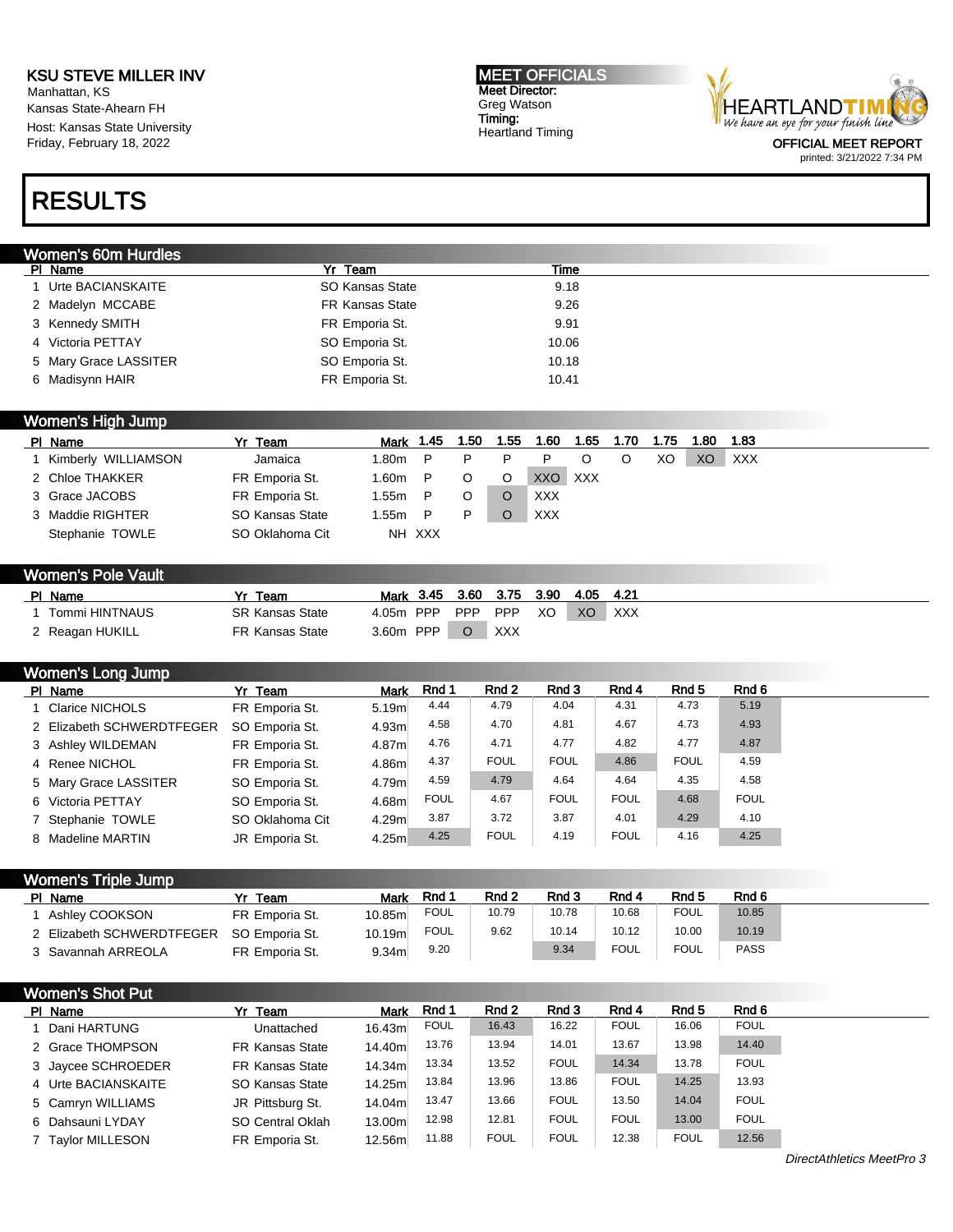KSU STEVE MILLER INV
Manhattan, KS
Kansas State-Ahearn FH
Host: Kansas State University
Friday, February 18, 2022

**MEET OFFICIALS**
Meet Director:
Greg Watson
Timing:
Heartland Timing

OFFICIAL MEET REPORT
printed: 3/21/2022 7:34 PM

# RESULTS

## Women's 60m Hurdles

| Pl | Name | Yr | Team | Time |
|---|---|---|---|---|
| 1 | Urte BACIANSKAITE | SO | Kansas State | 9.18 |
| 2 | Madelyn MCCABE | FR | Kansas State | 9.26 |
| 3 | Kennedy SMITH | FR | Emporia St. | 9.91 |
| 4 | Victoria PETTAY | SO | Emporia St. | 10.06 |
| 5 | Mary Grace LASSITER | SO | Emporia St. | 10.18 |
| 6 | Madisynn HAIR | FR | Emporia St. | 10.41 |

## Women's High Jump

| Pl | Name | Yr | Team | Mark | 1.45 | 1.50 | 1.55 | 1.60 | 1.65 | 1.70 | 1.75 | 1.80 | 1.83 |
|---|---|---|---|---|---|---|---|---|---|---|---|---|---|
| 1 | Kimberly WILLIAMSON | | Jamaica | 1.80m | P | P | P | P | O | O | XO | XO | XXX |
| 2 | Chloe THAKKER | FR | Emporia St. | 1.60m | P | O | O | XXO | XXX | | | | |
| 3 | Grace JACOBS | FR | Emporia St. | 1.55m | P | O | O | XXX | | | | | |
| 3 | Maddie RIGHTER | SO | Kansas State | 1.55m | P | P | O | XXX | | | | | |
| | Stephanie TOWLE | SO | Oklahoma Cit | NH | XXX | | | | | | | | |

## Women's Pole Vault

| Pl | Name | Yr | Team | Mark | 3.45 | 3.60 | 3.75 | 3.90 | 4.05 | 4.21 |
|---|---|---|---|---|---|---|---|---|---|---|
| 1 | Tommi HINTNAUS | SR | Kansas State | 4.05m | PPP | PPP | PPP | XO | XO | XXX |
| 2 | Reagan HUKILL | FR | Kansas State | 3.60m | PPP | O | XXX | | | |

## Women's Long Jump

| Pl | Name | Yr | Team | Mark | Rnd 1 | Rnd 2 | Rnd 3 | Rnd 4 | Rnd 5 | Rnd 6 |
|---|---|---|---|---|---|---|---|---|---|---|
| 1 | Clarice NICHOLS | FR | Emporia St. | 5.19m | 4.44 | 4.79 | 4.04 | 4.31 | 4.73 | 5.19 |
| 2 | Elizabeth SCHWERDTFEGER | SO | Emporia St. | 4.93m | 4.58 | 4.70 | 4.81 | 4.67 | 4.73 | 4.93 |
| 3 | Ashley WILDEMAN | FR | Emporia St. | 4.87m | 4.76 | 4.71 | 4.77 | 4.82 | 4.77 | 4.87 |
| 4 | Renee NICHOL | FR | Emporia St. | 4.86m | 4.37 | FOUL | FOUL | 4.86 | FOUL | 4.59 |
| 5 | Mary Grace LASSITER | SO | Emporia St. | 4.79m | 4.59 | 4.79 | 4.64 | 4.64 | 4.35 | 4.58 |
| 6 | Victoria PETTAY | SO | Emporia St. | 4.68m | FOUL | 4.67 | FOUL | FOUL | 4.68 | FOUL |
| 7 | Stephanie TOWLE | SO | Oklahoma Cit | 4.29m | 3.87 | 3.72 | 3.87 | 4.01 | 4.29 | 4.10 |
| 8 | Madeline MARTIN | JR | Emporia St. | 4.25m | 4.25 | FOUL | 4.19 | FOUL | 4.16 | 4.25 |

## Women's Triple Jump

| Pl | Name | Yr | Team | Mark | Rnd 1 | Rnd 2 | Rnd 3 | Rnd 4 | Rnd 5 | Rnd 6 |
|---|---|---|---|---|---|---|---|---|---|---|
| 1 | Ashley COOKSON | FR | Emporia St. | 10.85m | FOUL | 10.79 | 10.78 | 10.68 | FOUL | 10.85 |
| 2 | Elizabeth SCHWERDTFEGER | SO | Emporia St. | 10.19m | FOUL | 9.62 | 10.14 | 10.12 | 10.00 | 10.19 |
| 3 | Savannah ARREOLA | FR | Emporia St. | 9.34m | 9.20 | | 9.34 | FOUL | FOUL | PASS |

## Women's Shot Put

| Pl | Name | Yr | Team | Mark | Rnd 1 | Rnd 2 | Rnd 3 | Rnd 4 | Rnd 5 | Rnd 6 |
|---|---|---|---|---|---|---|---|---|---|---|
| 1 | Dani HARTUNG | | Unattached | 16.43m | FOUL | 16.43 | 16.22 | FOUL | 16.06 | FOUL |
| 2 | Grace THOMPSON | FR | Kansas State | 14.40m | 13.76 | 13.94 | 14.01 | 13.67 | 13.98 | 14.40 |
| 3 | Jaycee SCHROEDER | FR | Kansas State | 14.34m | 13.34 | 13.52 | FOUL | 14.34 | 13.78 | FOUL |
| 4 | Urte BACIANSKAITE | SO | Kansas State | 14.25m | 13.84 | 13.96 | 13.86 | FOUL | 14.25 | 13.93 |
| 5 | Camryn WILLIAMS | JR | Pittsburg St. | 14.04m | 13.47 | 13.66 | FOUL | 13.50 | 14.04 | FOUL |
| 6 | Dahsauni LYDAY | SO | Central Oklah | 13.00m | 12.98 | 12.81 | FOUL | FOUL | 13.00 | FOUL |
| 7 | Taylor MILLESON | FR | Emporia St. | 12.56m | 11.88 | FOUL | FOUL | 12.38 | FOUL | 12.56 |

DirectAthletics MeetPro 3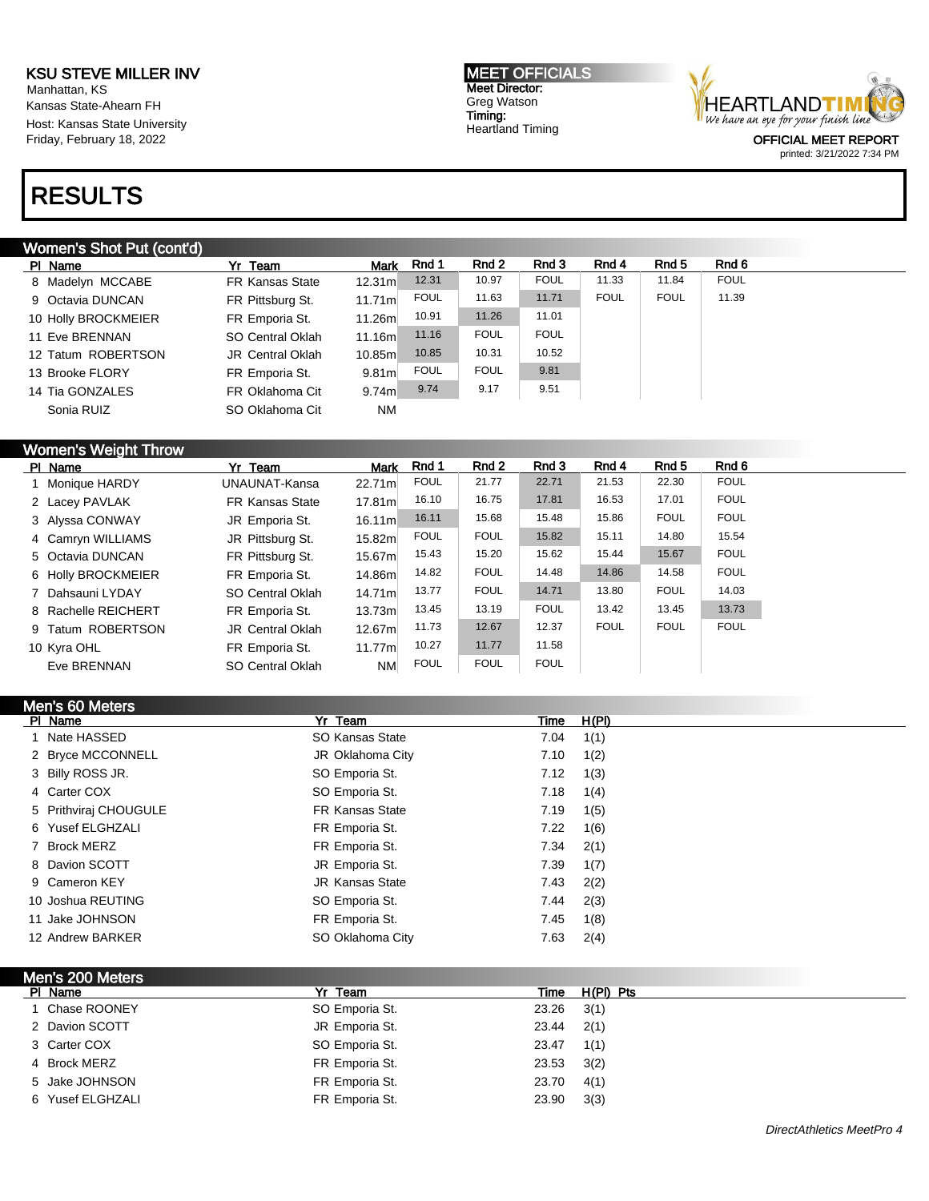KSU STEVE MILLER INV
Manhattan, KS
Kansas State-Ahearn FH
Host: Kansas State University
Friday, February 18, 2022

MEET OFFICIALS
Meet Director:
Greg Watson
Timing:
Heartland Timing

OFFICIAL MEET REPORT
printed: 3/21/2022 7:34 PM

# RESULTS

## Women's Shot Put (cont'd)

| Pl | Name | Yr | Team | Mark | Rnd 1 | Rnd 2 | Rnd 3 | Rnd 4 | Rnd 5 | Rnd 6 |
|---|---|---|---|---|---|---|---|---|---|---|
| 8 | Madelyn MCCABE | FR | Kansas State | 12.31m | 12.31 | 10.97 | FOUL | 11.33 | 11.84 | FOUL |
| 9 | Octavia DUNCAN | FR | Pittsburg St. | 11.71m | FOUL | 11.63 | 11.71 | FOUL | FOUL | 11.39 |
| 10 | Holly BROCKMEIER | FR | Emporia St. | 11.26m | 10.91 | 11.26 | 11.01 | | | |
| 11 | Eve BRENNAN | SO | Central Oklah | 11.16m | 11.16 | FOUL | FOUL | | | |
| 12 | Tatum ROBERTSON | JR | Central Oklah | 10.85m | 10.85 | 10.31 | 10.52 | | | |
| 13 | Brooke FLORY | FR | Emporia St. | 9.81m | FOUL | FOUL | 9.81 | | | |
| 14 | Tia GONZALES | FR | Oklahoma Cit | 9.74m | 9.74 | 9.17 | 9.51 | | | |
| | Sonia RUIZ | SO | Oklahoma Cit | NM | | | | | | |

## Women's Weight Throw

| Pl | Name | Yr | Team | Mark | Rnd 1 | Rnd 2 | Rnd 3 | Rnd 4 | Rnd 5 | Rnd 6 |
|---|---|---|---|---|---|---|---|---|---|---|
| 1 | Monique HARDY | UNA | UNAT-Kansa | 22.71m | FOUL | 21.77 | 22.71 | 21.53 | 22.30 | FOUL |
| 2 | Lacey PAVLAK | FR | Kansas State | 17.81m | 16.10 | 16.75 | 17.81 | 16.53 | 17.01 | FOUL |
| 3 | Alyssa CONWAY | JR | Emporia St. | 16.11m | 16.11 | 15.68 | 15.48 | 15.86 | FOUL | FOUL |
| 4 | Camryn WILLIAMS | JR | Pittsburg St. | 15.82m | FOUL | FOUL | 15.82 | 15.11 | 14.80 | 15.54 |
| 5 | Octavia DUNCAN | FR | Pittsburg St. | 15.67m | 15.43 | 15.20 | 15.62 | 15.44 | 15.67 | FOUL |
| 6 | Holly BROCKMEIER | FR | Emporia St. | 14.86m | 14.82 | FOUL | 14.48 | 14.86 | 14.58 | FOUL |
| 7 | Dahsauni LYDAY | SO | Central Oklah | 14.71m | 13.77 | FOUL | 14.71 | 13.80 | FOUL | 14.03 |
| 8 | Rachelle REICHERT | FR | Emporia St. | 13.73m | 13.45 | 13.19 | FOUL | 13.42 | 13.45 | 13.73 |
| 9 | Tatum ROBERTSON | JR | Central Oklah | 12.67m | 11.73 | 12.67 | 12.37 | FOUL | FOUL | FOUL |
| 10 | Kyra OHL | FR | Emporia St. | 11.77m | 10.27 | 11.77 | 11.58 | | | |
| | Eve BRENNAN | SO | Central Oklah | NM | FOUL | FOUL | FOUL | | | |

## Men's 60 Meters

| Pl | Name | Yr | Team | Time | H(Pl) |
|---|---|---|---|---|---|
| 1 | Nate HASSED | SO | Kansas State | 7.04 | 1(1) |
| 2 | Bryce MCCONNELL | JR | Oklahoma City | 7.10 | 1(2) |
| 3 | Billy ROSS JR. | SO | Emporia St. | 7.12 | 1(3) |
| 4 | Carter COX | SO | Emporia St. | 7.18 | 1(4) |
| 5 | Prithviraj CHOUGULE | FR | Kansas State | 7.19 | 1(5) |
| 6 | Yusef ELGHZALI | FR | Emporia St. | 7.22 | 1(6) |
| 7 | Brock MERZ | FR | Emporia St. | 7.34 | 2(1) |
| 8 | Davion SCOTT | JR | Emporia St. | 7.39 | 1(7) |
| 9 | Cameron KEY | JR | Kansas State | 7.43 | 2(2) |
| 10 | Joshua REUTING | SO | Emporia St. | 7.44 | 2(3) |
| 11 | Jake JOHNSON | FR | Emporia St. | 7.45 | 1(8) |
| 12 | Andrew BARKER | SO | Oklahoma City | 7.63 | 2(4) |

## Men's 200 Meters

| Pl | Name | Yr | Team | Time | H(Pl) | Pts |
|---|---|---|---|---|---|---|
| 1 | Chase ROONEY | SO | Emporia St. | 23.26 | 3(1) | |
| 2 | Davion SCOTT | JR | Emporia St. | 23.44 | 2(1) | |
| 3 | Carter COX | SO | Emporia St. | 23.47 | 1(1) | |
| 4 | Brock MERZ | FR | Emporia St. | 23.53 | 3(2) | |
| 5 | Jake JOHNSON | FR | Emporia St. | 23.70 | 4(1) | |
| 6 | Yusef ELGHZALI | FR | Emporia St. | 23.90 | 3(3) | |

*DirectAthletics MeetPro 4*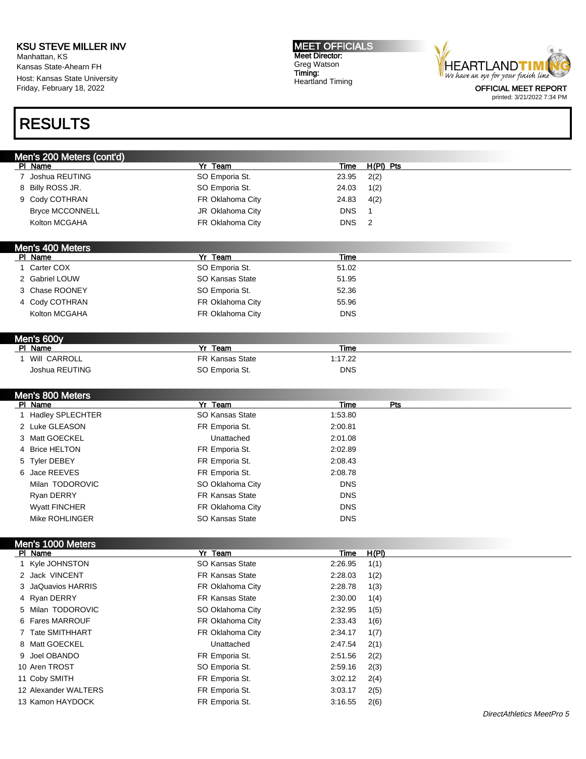# KSU STEVE MILLER INV

Manhattan, KS
Kansas State-Ahearn FH
Host: Kansas State University
Friday, February 18, 2022

**MEET OFFICIALS**
Meet Director:
Greg Watson
Timing:
Heartland Timing

OFFICIAL MEET REPORT
printed: 3/21/2022 7:34 PM

# RESULTS

## Men's 200 Meters (cont'd)

| Pl | Name | Yr | Team | Time | H(Pl) | Pts |
|---|---|---|---|---|---|---|
| 7 | Joshua REUTING | SO | Emporia St. | 23.95 | 2(2) | |
| 8 | Billy ROSS JR. | SO | Emporia St. | 24.03 | 1(2) | |
| 9 | Cody COTHRAN | FR | Oklahoma City | 24.83 | 4(2) | |
| | Bryce MCCONNELL | JR | Oklahoma City | DNS | 1 | |
| | Kolton MCGAHA | FR | Oklahoma City | DNS | 2 | |

## Men's 400 Meters

| Pl | Name | Yr | Team | Time |
|---|---|---|---|---|
| 1 | Carter COX | SO | Emporia St. | 51.02 |
| 2 | Gabriel LOUW | SO | Kansas State | 51.95 |
| 3 | Chase ROONEY | SO | Emporia St. | 52.36 |
| 4 | Cody COTHRAN | FR | Oklahoma City | 55.96 |
| | Kolton MCGAHA | FR | Oklahoma City | DNS |

## Men's 600y

| Pl | Name | Yr | Team | Time |
|---|---|---|---|---|
| 1 | Will CARROLL | FR | Kansas State | 1:17.22 |
| | Joshua REUTING | SO | Emporia St. | DNS |

## Men's 800 Meters

| Pl | Name | Yr | Team | Time | Pts |
|---|---|---|---|---|---|
| 1 | Hadley SPLECHTER | SO | Kansas State | 1:53.80 | |
| 2 | Luke GLEASON | FR | Emporia St. | 2:00.81 | |
| 3 | Matt GOECKEL | | Unattached | 2:01.08 | |
| 4 | Brice HELTON | FR | Emporia St. | 2:02.89 | |
| 5 | Tyler DEBEY | FR | Emporia St. | 2:08.43 | |
| 6 | Jace REEVES | FR | Emporia St. | 2:08.78 | |
| | Milan TODOROVIC | SO | Oklahoma City | DNS | |
| | Ryan DERRY | FR | Kansas State | DNS | |
| | Wyatt FINCHER | FR | Oklahoma City | DNS | |
| | Mike ROHLINGER | SO | Kansas State | DNS | |

## Men's 1000 Meters

| Pl | Name | Yr | Team | Time | H(Pl) |
|---|---|---|---|---|---|
| 1 | Kyle JOHNSTON | SO | Kansas State | 2:26.95 | 1(1) |
| 2 | Jack VINCENT | FR | Kansas State | 2:28.03 | 1(2) |
| 3 | JaQuavios HARRIS | FR | Oklahoma City | 2:28.78 | 1(3) |
| 4 | Ryan DERRY | FR | Kansas State | 2:30.00 | 1(4) |
| 5 | Milan TODOROVIC | SO | Oklahoma City | 2:32.95 | 1(5) |
| 6 | Fares MARROUF | FR | Oklahoma City | 2:33.43 | 1(6) |
| 7 | Tate SMITHHART | FR | Oklahoma City | 2:34.17 | 1(7) |
| 8 | Matt GOECKEL | | Unattached | 2:47.54 | 2(1) |
| 9 | Joel OBANDO | FR | Emporia St. | 2:51.56 | 2(2) |
| 10 | Aren TROST | SO | Emporia St. | 2:59.16 | 2(3) |
| 11 | Coby SMITH | FR | Emporia St. | 3:02.12 | 2(4) |
| 12 | Alexander WALTERS | FR | Emporia St. | 3:03.17 | 2(5) |
| 13 | Kamon HAYDOCK | FR | Emporia St. | 3:16.55 | 2(6) |

*DirectAthletics MeetPro 5*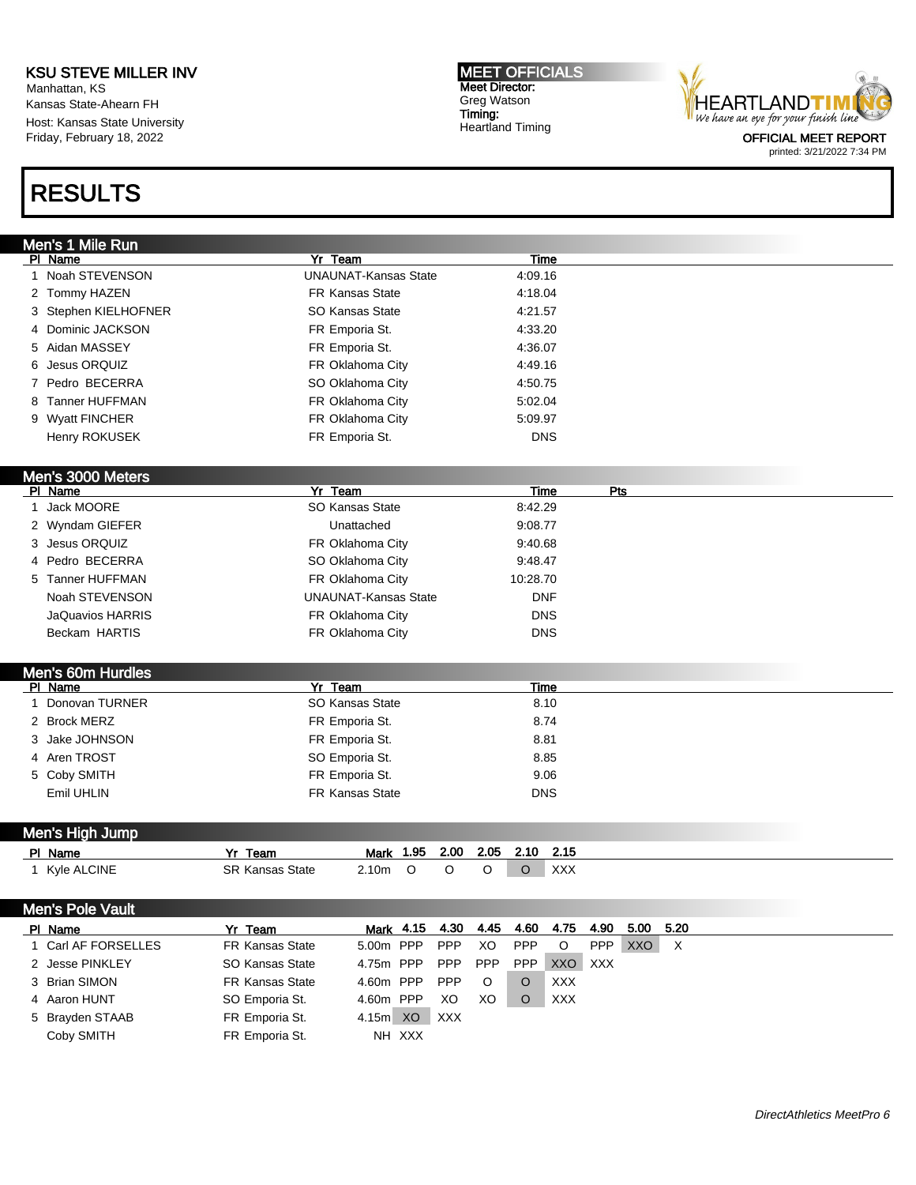# KSU STEVE MILLER INV

Manhattan, KS
Kansas State-Ahearn FH
Host: Kansas State University
Friday, February 18, 2022

**MEET OFFICIALS**
Meet Director:
Greg Watson
Timing:
Heartland Timing

HEARTLAND TIMING
*We have an eye for your finish line*

OFFICIAL MEET REPORT
printed: 3/21/2022 7:34 PM

# RESULTS

## Men's 1 Mile Run

| Pl | Name | Yr | Team | Time |
|---|---|---|---|---|
| 1 | Noah STEVENSON | | UNAUNAT-Kansas State | 4:09.16 |
| 2 | Tommy HAZEN | FR | Kansas State | 4:18.04 |
| 3 | Stephen KIELHOFNER | SO | Kansas State | 4:21.57 |
| 4 | Dominic JACKSON | FR | Emporia St. | 4:33.20 |
| 5 | Aidan MASSEY | FR | Emporia St. | 4:36.07 |
| 6 | Jesus ORQUIZ | FR | Oklahoma City | 4:49.16 |
| 7 | Pedro BECERRA | SO | Oklahoma City | 4:50.75 |
| 8 | Tanner HUFFMAN | FR | Oklahoma City | 5:02.04 |
| 9 | Wyatt FINCHER | FR | Oklahoma City | 5:09.97 |
| | Henry ROKUSEK | FR | Emporia St. | DNS |

## Men's 3000 Meters

| Pl | Name | Yr | Team | Time | Pts |
|---|---|---|---|---|---|
| 1 | Jack MOORE | SO | Kansas State | 8:42.29 | |
| 2 | Wyndam GIEFER | | Unattached | 9:08.77 | |
| 3 | Jesus ORQUIZ | FR | Oklahoma City | 9:40.68 | |
| 4 | Pedro BECERRA | SO | Oklahoma City | 9:48.47 | |
| 5 | Tanner HUFFMAN | FR | Oklahoma City | 10:28.70 | |
| | Noah STEVENSON | | UNAUNAT-Kansas State | DNF | |
| | JaQuavios HARRIS | FR | Oklahoma City | DNS | |
| | Beckam HARTIS | FR | Oklahoma City | DNS | |

## Men's 60m Hurdles

| Pl | Name | Yr | Team | Time |
|---|---|---|---|---|
| 1 | Donovan TURNER | SO | Kansas State | 8.10 |
| 2 | Brock MERZ | FR | Emporia St. | 8.74 |
| 3 | Jake JOHNSON | FR | Emporia St. | 8.81 |
| 4 | Aren TROST | SO | Emporia St. | 8.85 |
| 5 | Coby SMITH | FR | Emporia St. | 9.06 |
| | Emil UHLIN | FR | Kansas State | DNS |

## Men's High Jump

| Pl | Name | Yr | Team | Mark | 1.95 | 2.00 | 2.05 | 2.10 | 2.15 |
|---|---|---|---|---|---|---|---|---|---|
| 1 | Kyle ALCINE | SR | Kansas State | 2.10m | O | O | O | O | XXX |

## Men's Pole Vault

| Pl | Name | Yr | Team | Mark | 4.15 | 4.30 | 4.45 | 4.60 | 4.75 | 4.90 | 5.00 | 5.20 |
|---|---|---|---|---|---|---|---|---|---|---|---|---|
| 1 | Carl AF FORSELLES | FR | Kansas State | 5.00m | PPP | PPP | XO | PPP | O | PPP | XXO | X |
| 2 | Jesse PINKLEY | SO | Kansas State | 4.75m | PPP | PPP | PPP | PPP | XXO | XXX | | |
| 3 | Brian SIMON | FR | Kansas State | 4.60m | PPP | PPP | O | O | XXX | | | |
| 4 | Aaron HUNT | SO | Emporia St. | 4.60m | PPP | XO | XO | O | XXX | | | |
| 5 | Brayden STAAB | FR | Emporia St. | 4.15m | XO | XXX | | | | | | |
| | Coby SMITH | FR | Emporia St. | NH | XXX | | | | | | | |

*DirectAthletics MeetPro 6*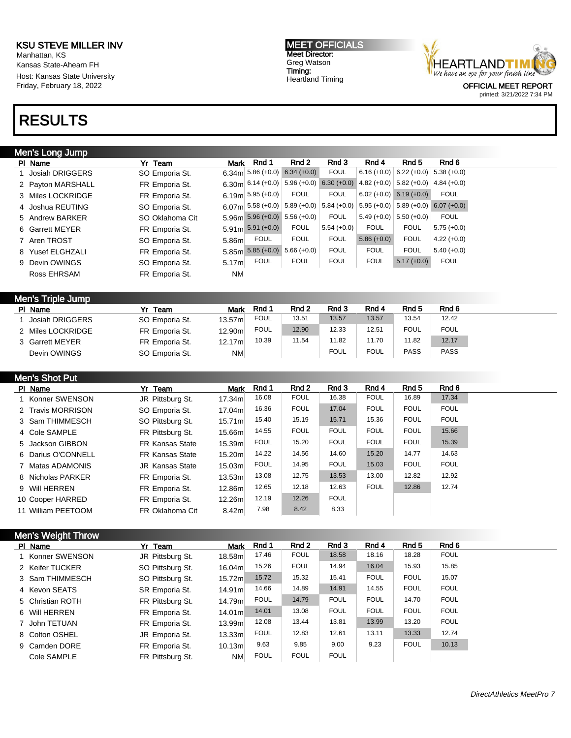KSU STEVE MILLER INV
Manhattan, KS
Kansas State-Ahearn FH
Host: Kansas State University
Friday, February 18, 2022

MEET OFFICIALS
Meet Director:
Greg Watson
Timing:
Heartland Timing

OFFICIAL MEET REPORT
printed: 3/21/2022 7:34 PM

# RESULTS

## Men's Long Jump

| Pl | Name | Yr | Team | Mark | Rnd 1 | Rnd 2 | Rnd 3 | Rnd 4 | Rnd 5 | Rnd 6 |
|---|---|---|---|---|---|---|---|---|---|---|
| 1 | Josiah DRIGGERS | SO | Emporia St. | 6.34m | 5.86 (+0.0) | 6.34 (+0.0) | FOUL | 6.16 (+0.0) | 6.22 (+0.0) | 5.38 (+0.0) |
| 2 | Payton MARSHALL | FR | Emporia St. | 6.30m | 6.14 (+0.0) | 5.96 (+0.0) | 6.30 (+0.0) | 4.82 (+0.0) | 5.82 (+0.0) | 4.84 (+0.0) |
| 3 | Miles LOCKRIDGE | FR | Emporia St. | 6.19m | 5.95 (+0.0) | FOUL | FOUL | 6.02 (+0.0) | 6.19 (+0.0) | FOUL |
| 4 | Joshua REUTING | SO | Emporia St. | 6.07m | 5.58 (+0.0) | 5.89 (+0.0) | 5.84 (+0.0) | 5.95 (+0.0) | 5.89 (+0.0) | 6.07 (+0.0) |
| 5 | Andrew BARKER | SO | Oklahoma Cit | 5.96m | 5.96 (+0.0) | 5.56 (+0.0) | FOUL | 5.49 (+0.0) | 5.50 (+0.0) | FOUL |
| 6 | Garrett MEYER | FR | Emporia St. | 5.91m | 5.91 (+0.0) | FOUL | 5.54 (+0.0) | FOUL | FOUL | 5.75 (+0.0) |
| 7 | Aren TROST | SO | Emporia St. | 5.86m | FOUL | FOUL | FOUL | 5.86 (+0.0) | FOUL | 4.22 (+0.0) |
| 8 | Yusef ELGHZALI | FR | Emporia St. | 5.85m | 5.85 (+0.0) | 5.66 (+0.0) | FOUL | FOUL | FOUL | 5.40 (+0.0) |
| 9 | Devin OWINGS | SO | Emporia St. | 5.17m | FOUL | FOUL | FOUL | FOUL | 5.17 (+0.0) | FOUL |
| | Ross EHRSAM | FR | Emporia St. | NM | | | | | | |

## Men's Triple Jump

| Pl | Name | Yr | Team | Mark | Rnd 1 | Rnd 2 | Rnd 3 | Rnd 4 | Rnd 5 | Rnd 6 |
|---|---|---|---|---|---|---|---|---|---|---|
| 1 | Josiah DRIGGERS | SO | Emporia St. | 13.57m | FOUL | 13.51 | 13.57 | 13.57 | 13.54 | 12.42 |
| 2 | Miles LOCKRIDGE | FR | Emporia St. | 12.90m | FOUL | 12.90 | 12.33 | 12.51 | FOUL | FOUL |
| 3 | Garrett MEYER | FR | Emporia St. | 12.17m | 10.39 | 11.54 | 11.82 | 11.70 | 11.82 | 12.17 |
| | Devin OWINGS | SO | Emporia St. | NM | | | FOUL | FOUL | PASS | PASS |

## Men's Shot Put

| Pl | Name | Yr | Team | Mark | Rnd 1 | Rnd 2 | Rnd 3 | Rnd 4 | Rnd 5 | Rnd 6 |
|---|---|---|---|---|---|---|---|---|---|---|
| 1 | Konner SWENSON | JR | Pittsburg St. | 17.34m | 16.08 | FOUL | 16.38 | FOUL | 16.89 | 17.34 |
| 2 | Travis MORRISON | SO | Emporia St. | 17.04m | 16.36 | FOUL | 17.04 | FOUL | FOUL | FOUL |
| 3 | Sam THIMMESCH | SO | Pittsburg St. | 15.71m | 15.40 | 15.19 | 15.71 | 15.36 | FOUL | FOUL |
| 4 | Cole SAMPLE | FR | Pittsburg St. | 15.66m | 14.55 | FOUL | FOUL | FOUL | FOUL | 15.66 |
| 5 | Jackson GIBBON | FR | Kansas State | 15.39m | FOUL | 15.20 | FOUL | FOUL | FOUL | 15.39 |
| 6 | Darius O'CONNELL | FR | Kansas State | 15.20m | 14.22 | 14.56 | 14.60 | 15.20 | 14.77 | 14.63 |
| 7 | Matas ADAMONIS | JR | Kansas State | 15.03m | FOUL | 14.95 | FOUL | 15.03 | FOUL | FOUL |
| 8 | Nicholas PARKER | FR | Emporia St. | 13.53m | 13.08 | 12.75 | 13.53 | 13.00 | 12.82 | 12.92 |
| 9 | Will HERREN | FR | Emporia St. | 12.86m | 12.65 | 12.18 | 12.63 | FOUL | 12.86 | 12.74 |
| 10 | Cooper HARRED | FR | Emporia St. | 12.26m | 12.19 | 12.26 | FOUL | | | |
| 11 | William PEETOOM | FR | Oklahoma Cit | 8.42m | 7.98 | 8.42 | 8.33 | | | |

## Men's Weight Throw

| Pl | Name | Yr | Team | Mark | Rnd 1 | Rnd 2 | Rnd 3 | Rnd 4 | Rnd 5 | Rnd 6 |
|---|---|---|---|---|---|---|---|---|---|---|
| 1 | Konner SWENSON | JR | Pittsburg St. | 18.58m | 17.46 | FOUL | 18.58 | 18.16 | 18.28 | FOUL |
| 2 | Keifer TUCKER | SO | Pittsburg St. | 16.04m | 15.26 | FOUL | 14.94 | 16.04 | 15.93 | 15.85 |
| 3 | Sam THIMMESCH | SO | Pittsburg St. | 15.72m | 15.72 | 15.32 | 15.41 | FOUL | FOUL | 15.07 |
| 4 | Kevon SEATS | SR | Emporia St. | 14.91m | 14.66 | 14.89 | 14.91 | 14.55 | FOUL | FOUL |
| 5 | Christian ROTH | FR | Pittsburg St. | 14.79m | FOUL | 14.79 | FOUL | FOUL | 14.70 | FOUL |
| 6 | Will HERREN | FR | Emporia St. | 14.01m | 14.01 | 13.08 | FOUL | FOUL | FOUL | FOUL |
| 7 | John TETUAN | FR | Emporia St. | 13.99m | 12.08 | 13.44 | 13.81 | 13.99 | 13.20 | FOUL |
| 8 | Colton OSHEL | JR | Emporia St. | 13.33m | FOUL | 12.83 | 12.61 | 13.11 | 13.33 | 12.74 |
| 9 | Camden DORE | FR | Emporia St. | 10.13m | 9.63 | 9.85 | 9.00 | 9.23 | FOUL | 10.13 |
| | Cole SAMPLE | FR | Pittsburg St. | NM | FOUL | FOUL | FOUL | | | |

DirectAthletics MeetPro 7